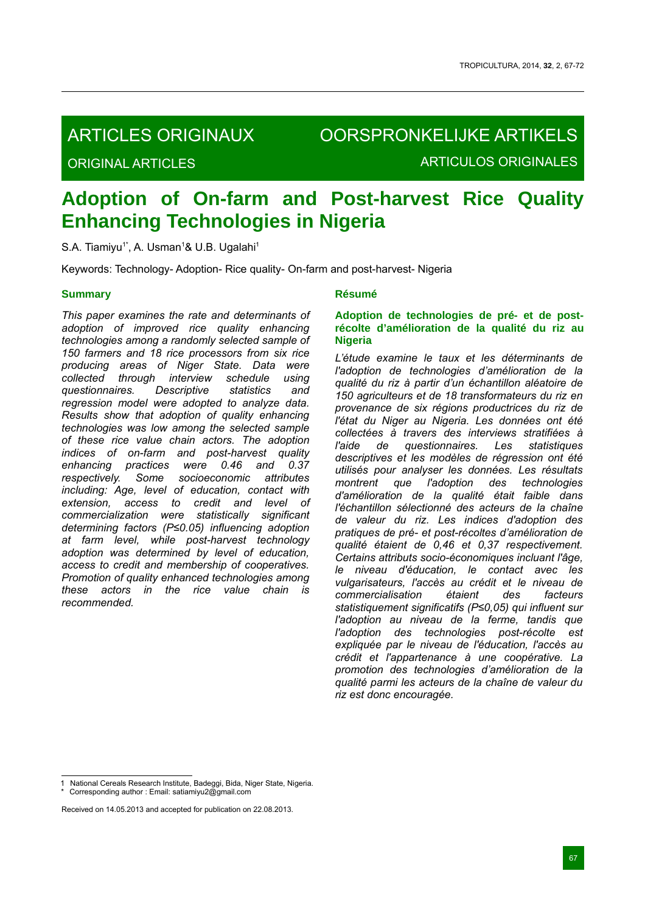ARTICLES ORIGINAUX | OORSPRONKELIJKE ARTIKELS

ORIGINAL ARTICLES | ARTICULOS ORIGINALES

# Adoption of On-farm and Post-harvest Rice Quality Enhancing Technologies in Nigeria

S.A. Tiamiyu[1*], A. Usman[1]& U.B. Ugalahi[1]

Keywords: Technology- Adoption- Rice quality- On-farm and post-harvest- Nigeria

## Summary

*This paper examines the rate and determinants of adoption of improved rice quality enhancing technologies among a randomly selected sample of 150 farmers and 18 rice processors from six rice producing areas of Niger State. Data were collected through interview schedule using questionnaires. Descriptive statistics and regression model were adopted to analyze data. Results show that adoption of quality enhancing technologies was low among the selected sample of these rice value chain actors. The adoption indices of on-farm and post-harvest quality enhancing practices were 0.46 and 0.37 respectively. Some socioeconomic attributes including: Age, level of education, contact with extension, access to credit and level of commercialization were statistically significant determining factors (P≤0.05) influencing adoption at farm level, while post-harvest technology adoption was determined by level of education, access to credit and membership of cooperatives. Promotion of quality enhanced technologies among these actors in the rice value chain is recommended.*

## Résumé

**Adoption de technologies de pré- et de post-récolte d'amélioration de la qualité du riz au Nigeria**

*L'étude examine le taux et les déterminants de l'adoption de technologies d'amélioration de la qualité du riz à partir d'un échantillon aléatoire de 150 agriculteurs et de 18 transformateurs du riz en provenance de six régions productrices du riz de l'état du Niger au Nigeria. Les données ont été collectées à travers des interviews stratifiées à l'aide de questionnaires. Les statistiques descriptives et les modèles de régression ont été utilisés pour analyser les données. Les résultats montrent que l'adoption des technologies d'amélioration de la qualité était faible dans l'échantillon sélectionné des acteurs de la chaîne de valeur du riz. Les indices d'adoption des pratiques de pré- et post-récoltes d'amélioration de qualité étaient de 0,46 et 0,37 respectivement. Certains attributs socio-économiques incluant l'âge, le niveau d'éducation, le contact avec les vulgarisateurs, l'accès au crédit et le niveau de commercialisation étaient des facteurs statistiquement significatifs (P≤0,05) qui influent sur l'adoption au niveau de la ferme, tandis que l'adoption des technologies post-récolte est expliquée par le niveau de l'éducation, l'accès au crédit et l'appartenance à une coopérative. La promotion des technologies d'amélioration de la qualité parmi les acteurs de la chaîne de valeur du riz est donc encouragée.*

---

1 National Cereals Research Institute, Badeggi, Bida, Niger State, Nigeria.
\* Corresponding author : Email: satiamiyu2@gmail.com

Received on 14.05.2013 and accepted for publication on 22.08.2013.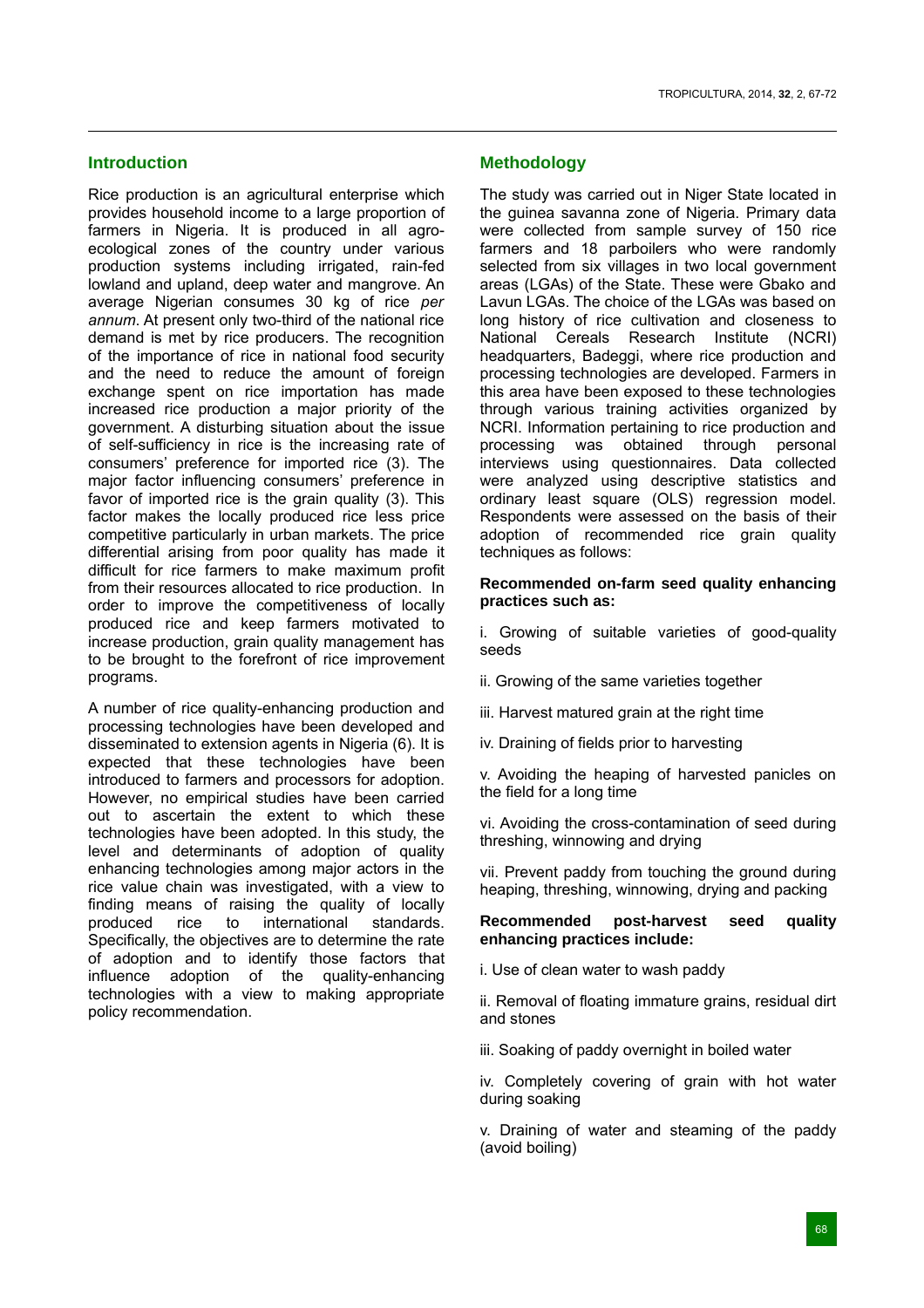## Introduction

Rice production is an agricultural enterprise which provides household income to a large proportion of farmers in Nigeria. It is produced in all agro-ecological zones of the country under various production systems including irrigated, rain-fed lowland and upland, deep water and mangrove. An average Nigerian consumes 30 kg of rice *per annum*. At present only two-third of the national rice demand is met by rice producers. The recognition of the importance of rice in national food security and the need to reduce the amount of foreign exchange spent on rice importation has made increased rice production a major priority of the government. A disturbing situation about the issue of self-sufficiency in rice is the increasing rate of consumers' preference for imported rice (3). The major factor influencing consumers' preference in favor of imported rice is the grain quality (3). This factor makes the locally produced rice less price competitive particularly in urban markets. The price differential arising from poor quality has made it difficult for rice farmers to make maximum profit from their resources allocated to rice production. In order to improve the competitiveness of locally produced rice and keep farmers motivated to increase production, grain quality management has to be brought to the forefront of rice improvement programs.

A number of rice quality-enhancing production and processing technologies have been developed and disseminated to extension agents in Nigeria (6). It is expected that these technologies have been introduced to farmers and processors for adoption. However, no empirical studies have been carried out to ascertain the extent to which these technologies have been adopted. In this study, the level and determinants of adoption of quality enhancing technologies among major actors in the rice value chain was investigated, with a view to finding means of raising the quality of locally produced rice to international standards. Specifically, the objectives are to determine the rate of adoption and to identify those factors that influence adoption of the quality-enhancing technologies with a view to making appropriate policy recommendation.

## Methodology

The study was carried out in Niger State located in the guinea savanna zone of Nigeria. Primary data were collected from sample survey of 150 rice farmers and 18 parboilers who were randomly selected from six villages in two local government areas (LGAs) of the State. These were Gbako and Lavun LGAs. The choice of the LGAs was based on long history of rice cultivation and closeness to National Cereals Research Institute (NCRI) headquarters, Badeggi, where rice production and processing technologies are developed. Farmers in this area have been exposed to these technologies through various training activities organized by NCRI. Information pertaining to rice production and processing was obtained through personal interviews using questionnaires. Data collected were analyzed using descriptive statistics and ordinary least square (OLS) regression model. Respondents were assessed on the basis of their adoption of recommended rice grain quality techniques as follows:

**Recommended on-farm seed quality enhancing practices such as:**

i. Growing of suitable varieties of good-quality seeds

ii. Growing of the same varieties together

iii. Harvest matured grain at the right time

iv. Draining of fields prior to harvesting

v. Avoiding the heaping of harvested panicles on the field for a long time

vi. Avoiding the cross-contamination of seed during threshing, winnowing and drying

vii. Prevent paddy from touching the ground during heaping, threshing, winnowing, drying and packing

**Recommended post-harvest seed quality enhancing practices include:**

i. Use of clean water to wash paddy

ii. Removal of floating immature grains, residual dirt and stones

iii. Soaking of paddy overnight in boiled water

iv. Completely covering of grain with hot water during soaking

v. Draining of water and steaming of the paddy (avoid boiling)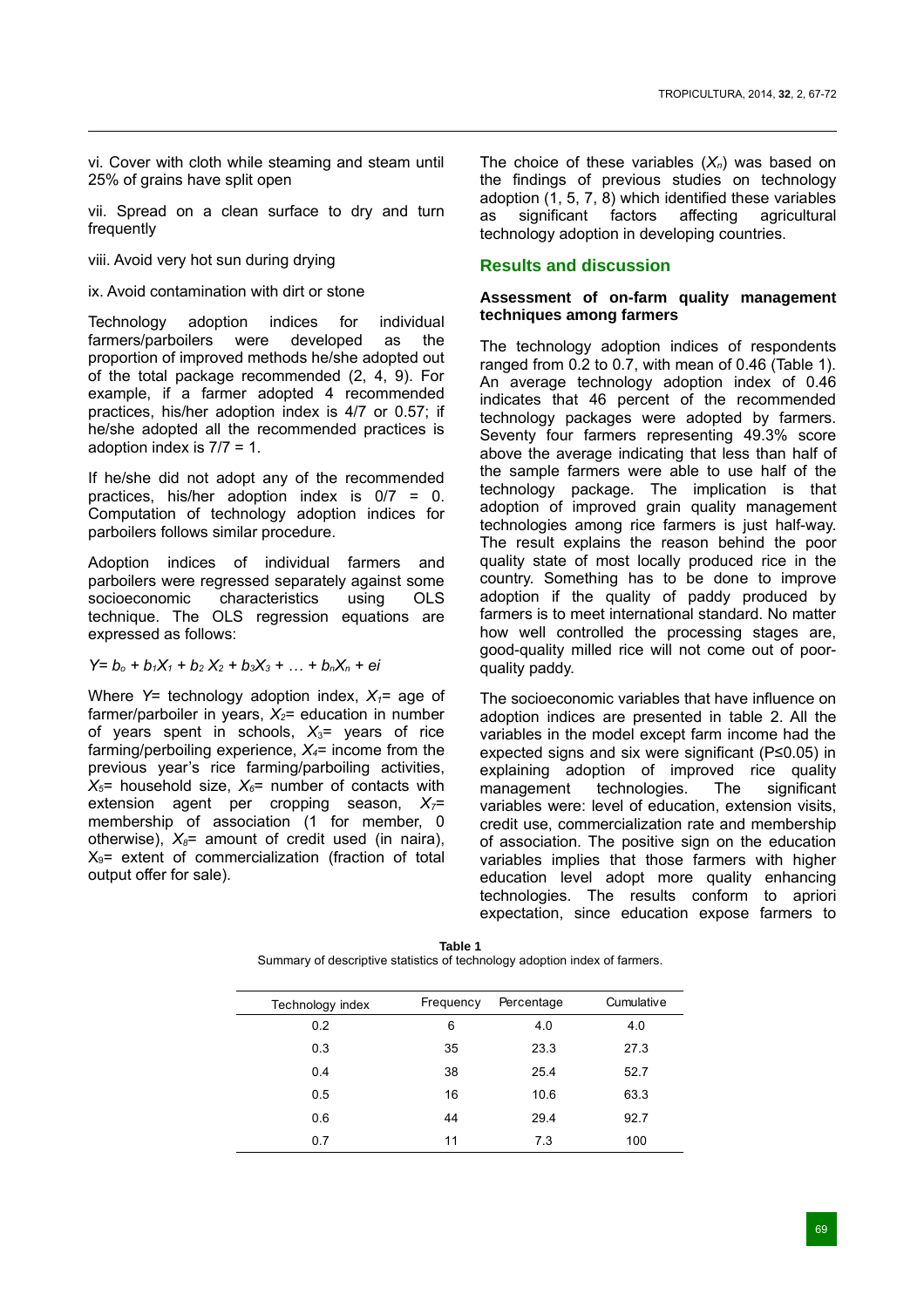vi. Cover with cloth while steaming and steam until 25% of grains have split open

vii. Spread on a clean surface to dry and turn frequently

viii. Avoid very hot sun during drying

ix. Avoid contamination with dirt or stone

Technology adoption indices for individual farmers/parboilers were developed as the proportion of improved methods he/she adopted out of the total package recommended (2, 4, 9). For example, if a farmer adopted 4 recommended practices, his/her adoption index is 4/7 or 0.57; if he/she adopted all the recommended practices is adoption index is 7/7 = 1.

If he/she did not adopt any of the recommended practices, his/her adoption index is 0/7 = 0. Computation of technology adoption indices for parboilers follows similar procedure.

Adoption indices of individual farmers and parboilers were regressed separately against some socioeconomic characteristics using OLS technique. The OLS regression equations are expressed as follows:

$$Y = b_o + b_1X_1 + b_2X_2 + b_3X_3 + \ldots + b_nX_n + ei$$

Where $Y$= technology adoption index, $X_1$= age of farmer/parboiler in years, $X_2$= education in number of years spent in schools, $X_3$= years of rice farming/perboiling experience, $X_4$= income from the previous year's rice farming/parboiling activities, $X_5$= household size, $X_6$= number of contacts with extension agent per cropping season, $X_7$= membership of association (1 for member, 0 otherwise), $X_8$= amount of credit used (in naira), $X_9$= extent of commercialization (fraction of total output offer for sale).

The choice of these variables ($X_n$) was based on the findings of previous studies on technology adoption (1, 5, 7, 8) which identified these variables as significant factors affecting agricultural technology adoption in developing countries.

## Results and discussion

### Assessment of on-farm quality management techniques among farmers

The technology adoption indices of respondents ranged from 0.2 to 0.7, with mean of 0.46 (Table 1). An average technology adoption index of 0.46 indicates that 46 percent of the recommended technology packages were adopted by farmers. Seventy four farmers representing 49.3% score above the average indicating that less than half of the sample farmers were able to use half of the technology package. The implication is that adoption of improved grain quality management technologies among rice farmers is just half-way. The result explains the reason behind the poor quality state of most locally produced rice in the country. Something has to be done to improve adoption if the quality of paddy produced by farmers is to meet international standard. No matter how well controlled the processing stages are, good-quality milled rice will not come out of poor-quality paddy.

The socioeconomic variables that have influence on adoption indices are presented in table 2. All the variables in the model except farm income had the expected signs and six were significant ($P \leq 0.05$) in explaining adoption of improved rice quality management technologies. The significant variables were: level of education, extension visits, credit use, commercialization rate and membership of association. The positive sign on the education variables implies that those farmers with higher education level adopt more quality enhancing technologies. The results conform to apriori expectation, since education expose farmers to

**Table 1**
Summary of descriptive statistics of technology adoption index of farmers.

| Technology index | Frequency | Percentage | Cumulative |
|---|---|---|---|
| 0.2 | 6 | 4.0 | 4.0 |
| 0.3 | 35 | 23.3 | 27.3 |
| 0.4 | 38 | 25.4 | 52.7 |
| 0.5 | 16 | 10.6 | 63.3 |
| 0.6 | 44 | 29.4 | 92.7 |
| 0.7 | 11 | 7.3 | 100 |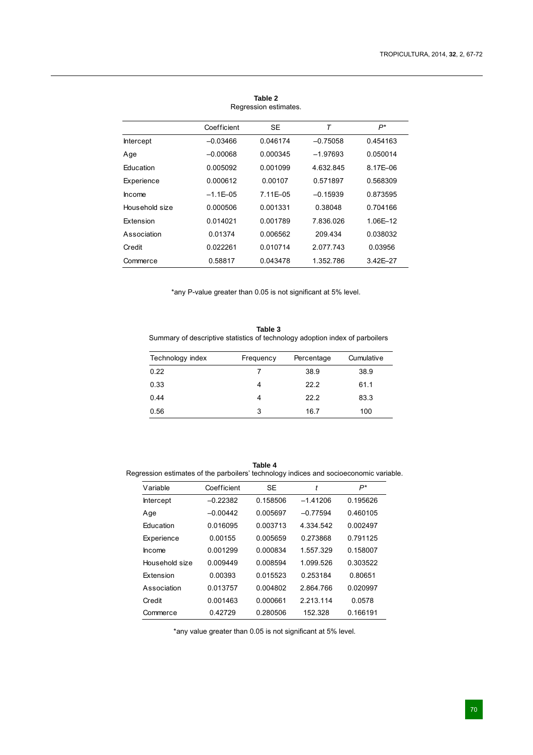**Table 2**
Regression estimates.

| | Coefficient | SE | *T* | *P** |
|---|---|---|---|---|
| Intercept | –0.03466 | 0.046174 | –0.75058 | 0.454163 |
| Age | –0.00068 | 0.000345 | –1.97693 | 0.050014 |
| Education | 0.005092 | 0.001099 | 4.632.845 | 8.17E–06 |
| Experience | 0.000612 | 0.00107 | 0.571897 | 0.568309 |
| Income | –1.1E–05 | 7.11E–05 | –0.15939 | 0.873595 |
| Household size | 0.000506 | 0.001331 | 0.38048 | 0.704166 |
| Extension | 0.014021 | 0.001789 | 7.836.026 | 1.06E–12 |
| Association | 0.01374 | 0.006562 | 209.434 | 0.038032 |
| Credit | 0.022261 | 0.010714 | 2.077.743 | 0.03956 |
| Commerce | 0.58817 | 0.043478 | 1.352.786 | 3.42E–27 |

*any P-value greater than 0.05 is not significant at 5% level.

**Table 3**
Summary of descriptive statistics of technology adoption index of parboilers

| Technology index | Frequency | Percentage | Cumulative |
|---|---|---|---|
| 0.22 | 7 | 38.9 | 38.9 |
| 0.33 | 4 | 22.2 | 61.1 |
| 0.44 | 4 | 22.2 | 83.3 |
| 0.56 | 3 | 16.7 | 100 |

**Table 4**
Regression estimates of the parboilers' technology indices and socioeconomic variable.

| Variable | Coefficient | SE | *t* | *P** |
|---|---|---|---|---|
| Intercept | –0.22382 | 0.158506 | –1.41206 | 0.195626 |
| Age | –0.00442 | 0.005697 | –0.77594 | 0.460105 |
| Education | 0.016095 | 0.003713 | 4.334.542 | 0.002497 |
| Experience | 0.00155 | 0.005659 | 0.273868 | 0.791125 |
| Income | 0.001299 | 0.000834 | 1.557.329 | 0.158007 |
| Household size | 0.009449 | 0.008594 | 1.099.526 | 0.303522 |
| Extension | 0.00393 | 0.015523 | 0.253184 | 0.80651 |
| Association | 0.013757 | 0.004802 | 2.864.766 | 0.020997 |
| Credit | 0.001463 | 0.000661 | 2.213.114 | 0.0578 |
| Commerce | 0.42729 | 0.280506 | 152.328 | 0.166191 |

*any value greater than 0.05 is not significant at 5% level.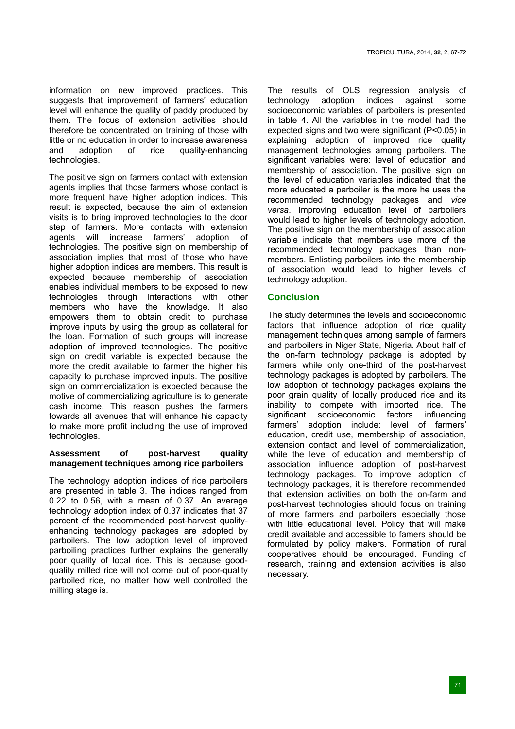information on new improved practices. This suggests that improvement of farmers' education level will enhance the quality of paddy produced by them. The focus of extension activities should therefore be concentrated on training of those with little or no education in order to increase awareness and adoption of rice quality-enhancing technologies.

The positive sign on farmers contact with extension agents implies that those farmers whose contact is more frequent have higher adoption indices. This result is expected, because the aim of extension visits is to bring improved technologies to the door step of farmers. More contacts with extension agents will increase farmers' adoption of technologies. The positive sign on membership of association implies that most of those who have higher adoption indices are members. This result is expected because membership of association enables individual members to be exposed to new technologies through interactions with other members who have the knowledge. It also empowers them to obtain credit to purchase improve inputs by using the group as collateral for the loan. Formation of such groups will increase adoption of improved technologies. The positive sign on credit variable is expected because the more the credit available to farmer the higher his capacity to purchase improved inputs. The positive sign on commercialization is expected because the motive of commercializing agriculture is to generate cash income. This reason pushes the farmers towards all avenues that will enhance his capacity to make more profit including the use of improved technologies.

**Assessment of post-harvest quality management techniques among rice parboilers**

The technology adoption indices of rice parboilers are presented in table 3. The indices ranged from 0.22 to 0.56, with a mean of 0.37. An average technology adoption index of 0.37 indicates that 37 percent of the recommended post-harvest quality-enhancing technology packages are adopted by parboilers. The low adoption level of improved parboiling practices further explains the generally poor quality of local rice. This is because good-quality milled rice will not come out of poor-quality parboiled rice, no matter how well controlled the milling stage is.

The results of OLS regression analysis of technology adoption indices against some socioeconomic variables of parboilers is presented in table 4. All the variables in the model had the expected signs and two were significant ($P<0.05$) in explaining adoption of improved rice quality management technologies among parboilers. The significant variables were: level of education and membership of association. The positive sign on the level of education variables indicated that the more educated a parboiler is the more he uses the recommended technology packages and *vice versa*. Improving education level of parboilers would lead to higher levels of technology adoption. The positive sign on the membership of association variable indicate that members use more of the recommended technology packages than non-members. Enlisting parboilers into the membership of association would lead to higher levels of technology adoption.

## Conclusion

The study determines the levels and socioeconomic factors that influence adoption of rice quality management techniques among sample of farmers and parboilers in Niger State, Nigeria. About half of the on-farm technology package is adopted by farmers while only one-third of the post-harvest technology packages is adopted by parboilers. The low adoption of technology packages explains the poor grain quality of locally produced rice and its inability to compete with imported rice. The significant socioeconomic factors influencing farmers' adoption include: level of farmers' education, credit use, membership of association, extension contact and level of commercialization, while the level of education and membership of association influence adoption of post-harvest technology packages. To improve adoption of technology packages, it is therefore recommended that extension activities on both the on-farm and post-harvest technologies should focus on training of more farmers and parboilers especially those with little educational level. Policy that will make credit available and accessible to famers should be formulated by policy makers. Formation of rural cooperatives should be encouraged. Funding of research, training and extension activities is also necessary.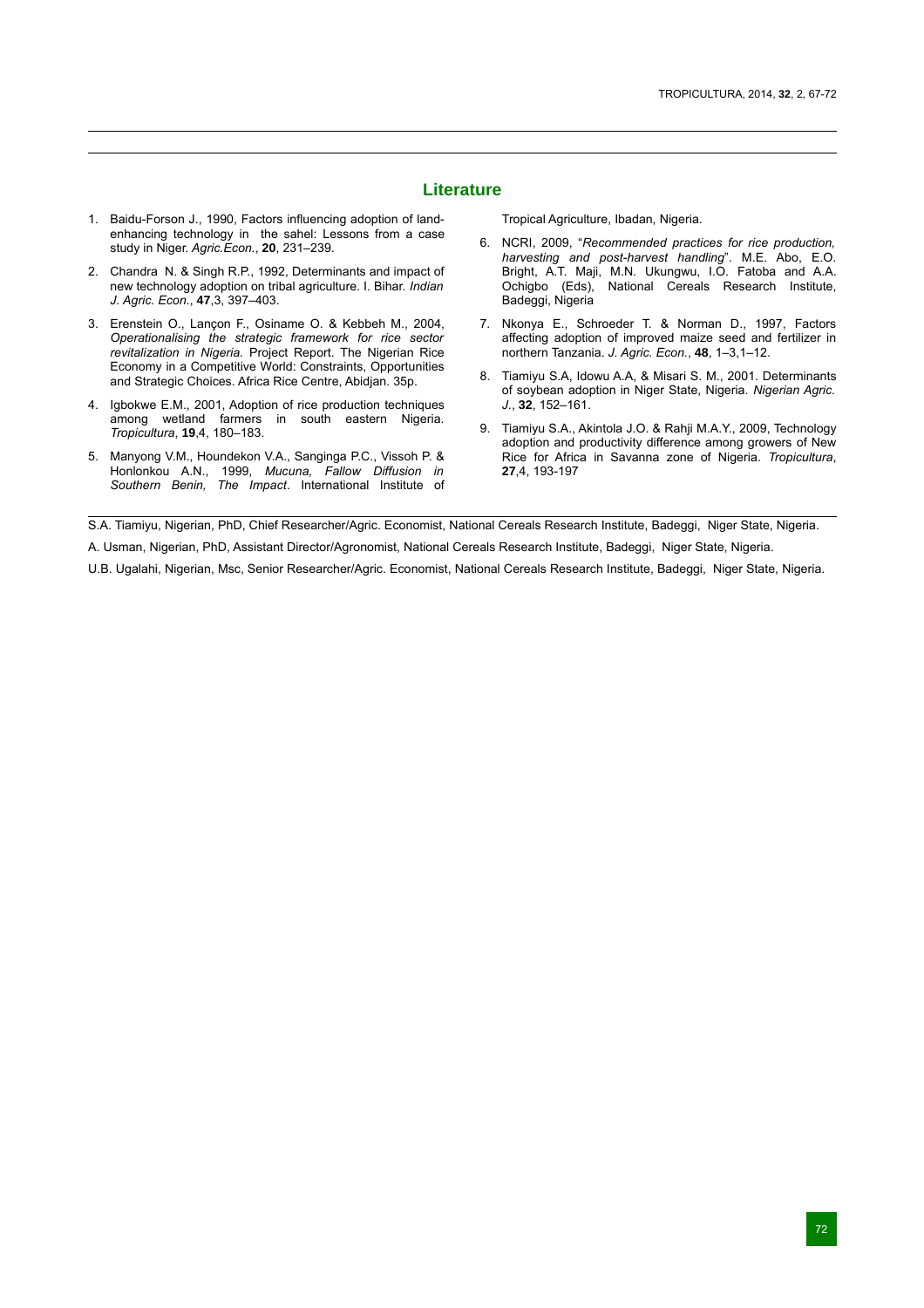## Literature

1. Baidu-Forson J., 1990, Factors influencing adoption of land-enhancing technology in the sahel: Lessons from a case study in Niger. *Agric.Econ.*, **20**, 231–239.
2. Chandra N. & Singh R.P., 1992, Determinants and impact of new technology adoption on tribal agriculture. I. Bihar. *Indian J. Agric. Econ.*, **47**,3, 397–403.
3. Erenstein O., Lançon F., Osiname O. & Kebbeh M., 2004, *Operationalising the strategic framework for rice sector revitalization in Nigeria.* Project Report. The Nigerian Rice Economy in a Competitive World: Constraints, Opportunities and Strategic Choices. Africa Rice Centre, Abidjan. 35p.
4. Igbokwe E.M., 2001, Adoption of rice production techniques among wetland farmers in south eastern Nigeria. *Tropicultura*, **19**,4, 180–183.
5. Manyong V.M., Houndekon V.A., Sanginga P.C., Vissoh P. & Honlonkou A.N., 1999, *Mucuna, Fallow Diffusion in Southern Benin, The Impact*. International Institute of Tropical Agriculture, Ibadan, Nigeria.
6. NCRI, 2009, "*Recommended practices for rice production, harvesting and post-harvest handling*". M.E. Abo, E.O. Bright, A.T. Maji, M.N. Ukungwu, I.O. Fatoba and A.A. Ochigbo (Eds), National Cereals Research Institute, Badeggi, Nigeria
7. Nkonya E., Schroeder T. & Norman D., 1997, Factors affecting adoption of improved maize seed and fertilizer in northern Tanzania. *J. Agric. Econ.*, **48**, 1–3,1–12.
8. Tiamiyu S.A, Idowu A.A, & Misari S. M., 2001. Determinants of soybean adoption in Niger State, Nigeria. *Nigerian Agric. J.*, **32**, 152–161.
9. Tiamiyu S.A., Akintola J.O. & Rahji M.A.Y., 2009, Technology adoption and productivity difference among growers of New Rice for Africa in Savanna zone of Nigeria. *Tropicultura*, **27**,4, 193-197

---

S.A. Tiamiyu, Nigerian, PhD, Chief Researcher/Agric. Economist, National Cereals Research Institute, Badeggi, Niger State, Nigeria.

A. Usman, Nigerian, PhD, Assistant Director/Agronomist, National Cereals Research Institute, Badeggi, Niger State, Nigeria.

U.B. Ugalahi, Nigerian, Msc, Senior Researcher/Agric. Economist, National Cereals Research Institute, Badeggi, Niger State, Nigeria.